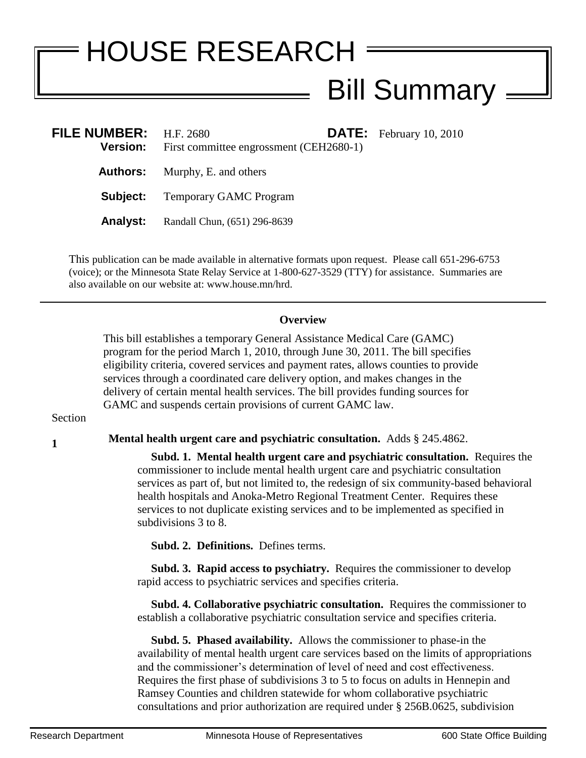# HOUSE RESEARCH

## Bill Summary

**FILE NUMBER:** H.F. 2680 **DATE:** February 10, 2010

**Version:** First committee engrossment (CEH2680-1)

**Authors:** Murphy, E. and others

**Subject:** Temporary GAMC Program

**Analyst:** Randall Chun, (651) 296-8639

This publication can be made available in alternative formats upon request. Please call 651-296-6753 (voice); or the Minnesota State Relay Service at 1-800-627-3529 (TTY) for assistance. Summaries are also available on our website at: www.house.mn/hrd.

---

### Overview

This bill establishes a temporary General Assistance Medical Care (GAMC) program for the period March 1, 2010, through June 30, 2011. The bill specifies eligibility criteria, covered services and payment rates, allows counties to provide services through a coordinated care delivery option, and makes changes in the delivery of certain mental health services. The bill provides funding sources for GAMC and suspends certain provisions of current GAMC law.

Section

**1** **Mental health urgent care and psychiatric consultation.** Adds § 245.4862.

**Subd. 1. Mental health urgent care and psychiatric consultation.** Requires the commissioner to include mental health urgent care and psychiatric consultation services as part of, but not limited to, the redesign of six community-based behavioral health hospitals and Anoka-Metro Regional Treatment Center. Requires these services to not duplicate existing services and to be implemented as specified in subdivisions 3 to 8.

**Subd. 2. Definitions.** Defines terms.

**Subd. 3. Rapid access to psychiatry.** Requires the commissioner to develop rapid access to psychiatric services and specifies criteria.

**Subd. 4. Collaborative psychiatric consultation.** Requires the commissioner to establish a collaborative psychiatric consultation service and specifies criteria.

**Subd. 5. Phased availability.** Allows the commissioner to phase-in the availability of mental health urgent care services based on the limits of appropriations and the commissioner's determination of level of need and cost effectiveness. Requires the first phase of subdivisions 3 to 5 to focus on adults in Hennepin and Ramsey Counties and children statewide for whom collaborative psychiatric consultations and prior authorization are required under § 256B.0625, subdivision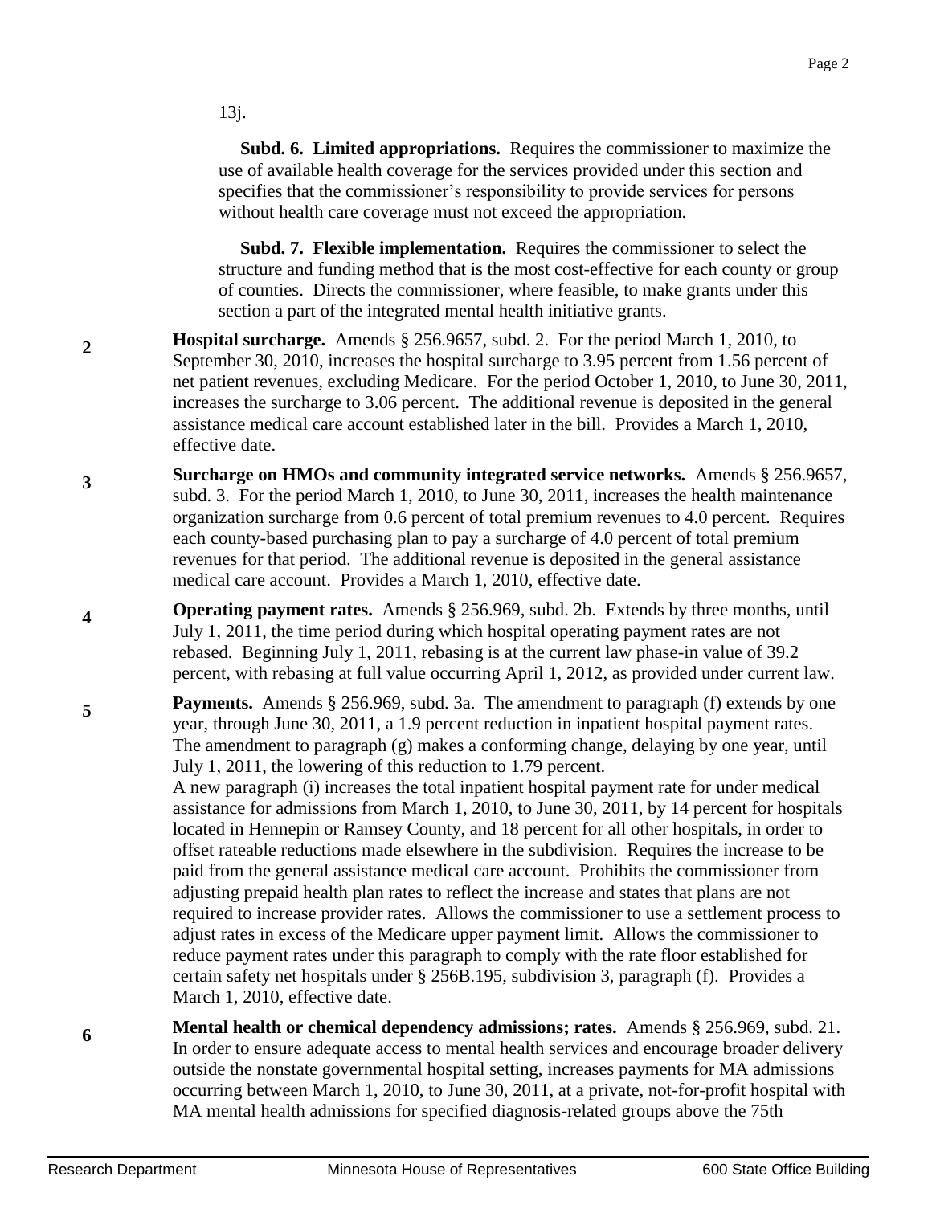13j.

**Subd. 6. Limited appropriations.** Requires the commissioner to maximize the use of available health coverage for the services provided under this section and specifies that the commissioner's responsibility to provide services for persons without health care coverage must not exceed the appropriation.

**Subd. 7. Flexible implementation.** Requires the commissioner to select the structure and funding method that is the most cost-effective for each county or group of counties. Directs the commissioner, where feasible, to make grants under this section a part of the integrated mental health initiative grants.

**2** **Hospital surcharge.** Amends § 256.9657, subd. 2. For the period March 1, 2010, to September 30, 2010, increases the hospital surcharge to 3.95 percent from 1.56 percent of net patient revenues, excluding Medicare. For the period October 1, 2010, to June 30, 2011, increases the surcharge to 3.06 percent. The additional revenue is deposited in the general assistance medical care account established later in the bill. Provides a March 1, 2010, effective date.

**3** **Surcharge on HMOs and community integrated service networks.** Amends § 256.9657, subd. 3. For the period March 1, 2010, to June 30, 2011, increases the health maintenance organization surcharge from 0.6 percent of total premium revenues to 4.0 percent. Requires each county-based purchasing plan to pay a surcharge of 4.0 percent of total premium revenues for that period. The additional revenue is deposited in the general assistance medical care account. Provides a March 1, 2010, effective date.

**4** **Operating payment rates.** Amends § 256.969, subd. 2b. Extends by three months, until July 1, 2011, the time period during which hospital operating payment rates are not rebased. Beginning July 1, 2011, rebasing is at the current law phase-in value of 39.2 percent, with rebasing at full value occurring April 1, 2012, as provided under current law.

**5** **Payments.** Amends § 256.969, subd. 3a. The amendment to paragraph (f) extends by one year, through June 30, 2011, a 1.9 percent reduction in inpatient hospital payment rates. The amendment to paragraph (g) makes a conforming change, delaying by one year, until July 1, 2011, the lowering of this reduction to 1.79 percent.
A new paragraph (i) increases the total inpatient hospital payment rate for under medical assistance for admissions from March 1, 2010, to June 30, 2011, by 14 percent for hospitals located in Hennepin or Ramsey County, and 18 percent for all other hospitals, in order to offset rateable reductions made elsewhere in the subdivision. Requires the increase to be paid from the general assistance medical care account. Prohibits the commissioner from adjusting prepaid health plan rates to reflect the increase and states that plans are not required to increase provider rates. Allows the commissioner to use a settlement process to adjust rates in excess of the Medicare upper payment limit. Allows the commissioner to reduce payment rates under this paragraph to comply with the rate floor established for certain safety net hospitals under § 256B.195, subdivision 3, paragraph (f). Provides a March 1, 2010, effective date.

**6** **Mental health or chemical dependency admissions; rates.** Amends § 256.969, subd. 21. In order to ensure adequate access to mental health services and encourage broader delivery outside the nonstate governmental hospital setting, increases payments for MA admissions occurring between March 1, 2010, to June 30, 2011, at a private, not-for-profit hospital with MA mental health admissions for specified diagnosis-related groups above the 75th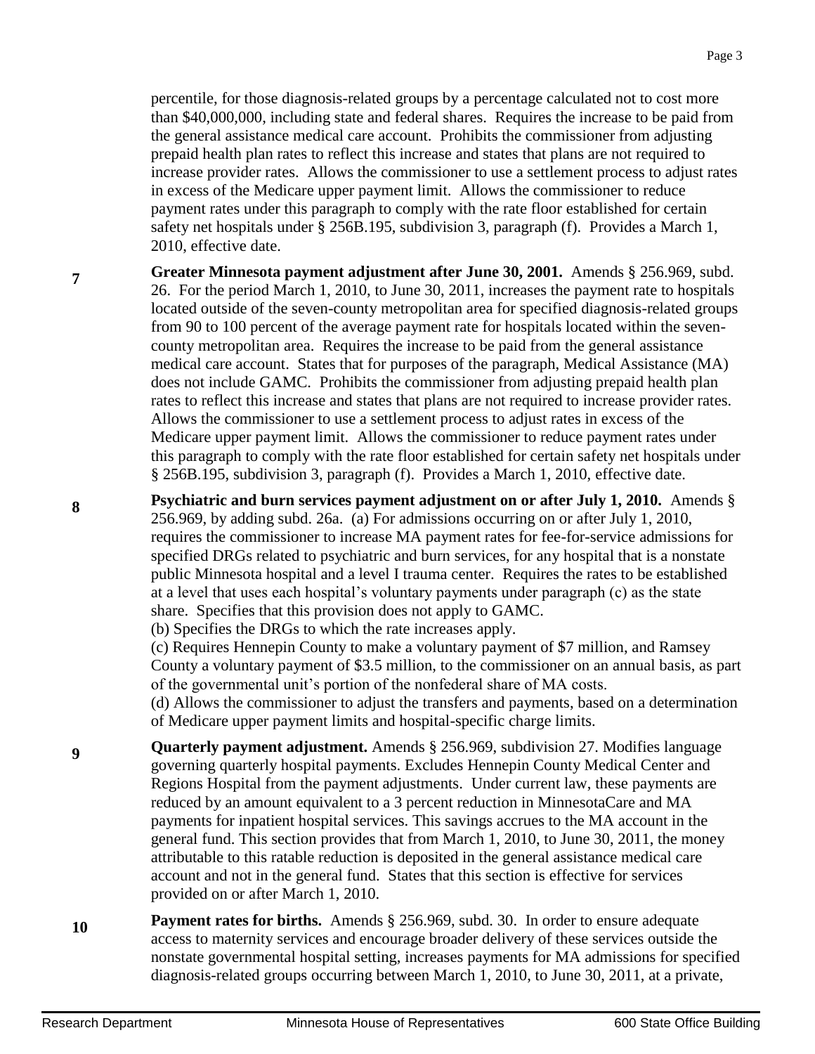percentile, for those diagnosis-related groups by a percentage calculated not to cost more than $40,000,000, including state and federal shares. Requires the increase to be paid from the general assistance medical care account. Prohibits the commissioner from adjusting prepaid health plan rates to reflect this increase and states that plans are not required to increase provider rates. Allows the commissioner to use a settlement process to adjust rates in excess of the Medicare upper payment limit. Allows the commissioner to reduce payment rates under this paragraph to comply with the rate floor established for certain safety net hospitals under § 256B.195, subdivision 3, paragraph (f). Provides a March 1, 2010, effective date.

**7** **Greater Minnesota payment adjustment after June 30, 2001.** Amends § 256.969, subd. 26. For the period March 1, 2010, to June 30, 2011, increases the payment rate to hospitals located outside of the seven-county metropolitan area for specified diagnosis-related groups from 90 to 100 percent of the average payment rate for hospitals located within the seven-county metropolitan area. Requires the increase to be paid from the general assistance medical care account. States that for purposes of the paragraph, Medical Assistance (MA) does not include GAMC. Prohibits the commissioner from adjusting prepaid health plan rates to reflect this increase and states that plans are not required to increase provider rates. Allows the commissioner to use a settlement process to adjust rates in excess of the Medicare upper payment limit. Allows the commissioner to reduce payment rates under this paragraph to comply with the rate floor established for certain safety net hospitals under § 256B.195, subdivision 3, paragraph (f). Provides a March 1, 2010, effective date.

**8** **Psychiatric and burn services payment adjustment on or after July 1, 2010.** Amends § 256.969, by adding subd. 26a. (a) For admissions occurring on or after July 1, 2010, requires the commissioner to increase MA payment rates for fee-for-service admissions for specified DRGs related to psychiatric and burn services, for any hospital that is a nonstate public Minnesota hospital and a level I trauma center. Requires the rates to be established at a level that uses each hospital's voluntary payments under paragraph (c) as the state share. Specifies that this provision does not apply to GAMC.

(b) Specifies the DRGs to which the rate increases apply.

(c) Requires Hennepin County to make a voluntary payment of $7 million, and Ramsey County a voluntary payment of $3.5 million, to the commissioner on an annual basis, as part of the governmental unit's portion of the nonfederal share of MA costs.

(d) Allows the commissioner to adjust the transfers and payments, based on a determination of Medicare upper payment limits and hospital-specific charge limits.

**9** **Quarterly payment adjustment.** Amends § 256.969, subdivision 27. Modifies language governing quarterly hospital payments. Excludes Hennepin County Medical Center and Regions Hospital from the payment adjustments. Under current law, these payments are reduced by an amount equivalent to a 3 percent reduction in MinnesotaCare and MA payments for inpatient hospital services. This savings accrues to the MA account in the general fund. This section provides that from March 1, 2010, to June 30, 2011, the money attributable to this ratable reduction is deposited in the general assistance medical care account and not in the general fund. States that this section is effective for services provided on or after March 1, 2010.

**10** **Payment rates for births.** Amends § 256.969, subd. 30. In order to ensure adequate access to maternity services and encourage broader delivery of these services outside the nonstate governmental hospital setting, increases payments for MA admissions for specified diagnosis-related groups occurring between March 1, 2010, to June 30, 2011, at a private,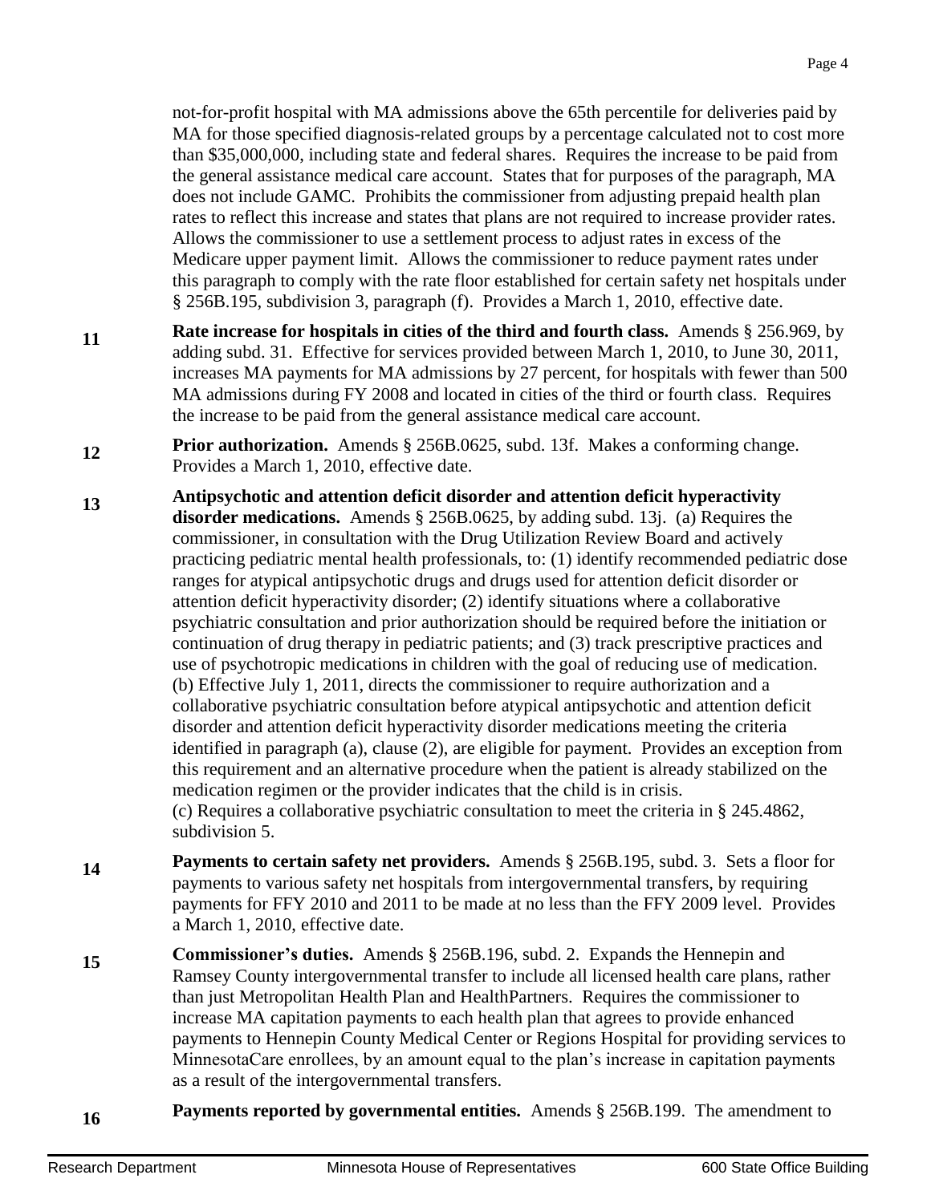not-for-profit hospital with MA admissions above the 65th percentile for deliveries paid by MA for those specified diagnosis-related groups by a percentage calculated not to cost more than $35,000,000, including state and federal shares. Requires the increase to be paid from the general assistance medical care account. States that for purposes of the paragraph, MA does not include GAMC. Prohibits the commissioner from adjusting prepaid health plan rates to reflect this increase and states that plans are not required to increase provider rates. Allows the commissioner to use a settlement process to adjust rates in excess of the Medicare upper payment limit. Allows the commissioner to reduce payment rates under this paragraph to comply with the rate floor established for certain safety net hospitals under § 256B.195, subdivision 3, paragraph (f). Provides a March 1, 2010, effective date.

**11** **Rate increase for hospitals in cities of the third and fourth class.** Amends § 256.969, by adding subd. 31. Effective for services provided between March 1, 2010, to June 30, 2011, increases MA payments for MA admissions by 27 percent, for hospitals with fewer than 500 MA admissions during FY 2008 and located in cities of the third or fourth class. Requires the increase to be paid from the general assistance medical care account.

**12** **Prior authorization.** Amends § 256B.0625, subd. 13f. Makes a conforming change. Provides a March 1, 2010, effective date.

**13** **Antipsychotic and attention deficit disorder and attention deficit hyperactivity disorder medications.** Amends § 256B.0625, by adding subd. 13j. (a) Requires the commissioner, in consultation with the Drug Utilization Review Board and actively practicing pediatric mental health professionals, to: (1) identify recommended pediatric dose ranges for atypical antipsychotic drugs and drugs used for attention deficit disorder or attention deficit hyperactivity disorder; (2) identify situations where a collaborative psychiatric consultation and prior authorization should be required before the initiation or continuation of drug therapy in pediatric patients; and (3) track prescriptive practices and use of psychotropic medications in children with the goal of reducing use of medication.
(b) Effective July 1, 2011, directs the commissioner to require authorization and a collaborative psychiatric consultation before atypical antipsychotic and attention deficit disorder and attention deficit hyperactivity disorder medications meeting the criteria identified in paragraph (a), clause (2), are eligible for payment. Provides an exception from this requirement and an alternative procedure when the patient is already stabilized on the medication regimen or the provider indicates that the child is in crisis.
(c) Requires a collaborative psychiatric consultation to meet the criteria in § 245.4862, subdivision 5.

**14** **Payments to certain safety net providers.** Amends § 256B.195, subd. 3. Sets a floor for payments to various safety net hospitals from intergovernmental transfers, by requiring payments for FFY 2010 and 2011 to be made at no less than the FFY 2009 level. Provides a March 1, 2010, effective date.

**15** **Commissioner's duties.** Amends § 256B.196, subd. 2. Expands the Hennepin and Ramsey County intergovernmental transfer to include all licensed health care plans, rather than just Metropolitan Health Plan and HealthPartners. Requires the commissioner to increase MA capitation payments to each health plan that agrees to provide enhanced payments to Hennepin County Medical Center or Regions Hospital for providing services to MinnesotaCare enrollees, by an amount equal to the plan's increase in capitation payments as a result of the intergovernmental transfers.

**16** **Payments reported by governmental entities.** Amends § 256B.199. The amendment to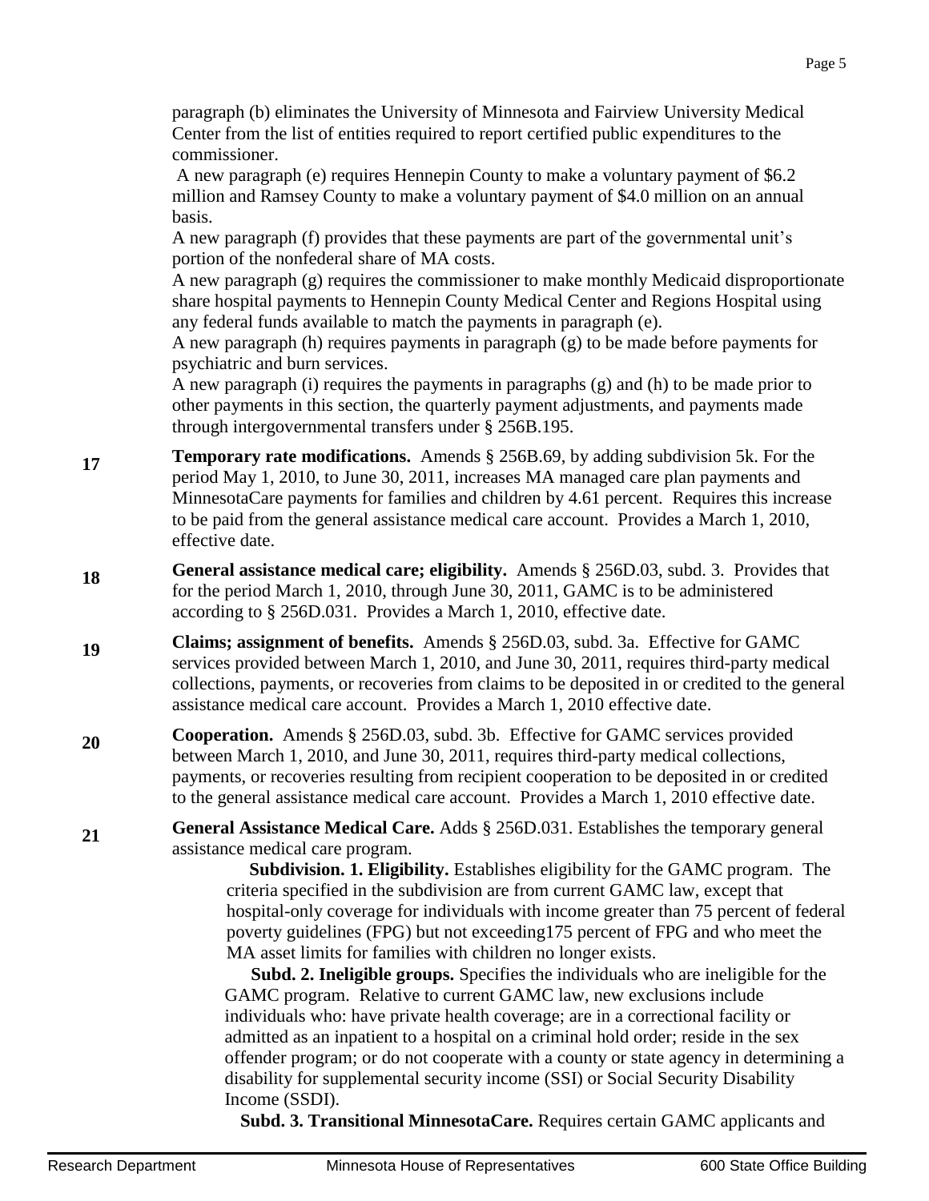paragraph (b) eliminates the University of Minnesota and Fairview University Medical Center from the list of entities required to report certified public expenditures to the commissioner.

A new paragraph (e) requires Hennepin County to make a voluntary payment of $6.2 million and Ramsey County to make a voluntary payment of $4.0 million on an annual basis.

A new paragraph (f) provides that these payments are part of the governmental unit's portion of the nonfederal share of MA costs.

A new paragraph (g) requires the commissioner to make monthly Medicaid disproportionate share hospital payments to Hennepin County Medical Center and Regions Hospital using any federal funds available to match the payments in paragraph (e).

A new paragraph (h) requires payments in paragraph (g) to be made before payments for psychiatric and burn services.

A new paragraph (i) requires the payments in paragraphs (g) and (h) to be made prior to other payments in this section, the quarterly payment adjustments, and payments made through intergovernmental transfers under § 256B.195.

**17** **Temporary rate modifications.** Amends § 256B.69, by adding subdivision 5k. For the period May 1, 2010, to June 30, 2011, increases MA managed care plan payments and MinnesotaCare payments for families and children by 4.61 percent. Requires this increase to be paid from the general assistance medical care account. Provides a March 1, 2010, effective date.

**18** **General assistance medical care; eligibility.** Amends § 256D.03, subd. 3. Provides that for the period March 1, 2010, through June 30, 2011, GAMC is to be administered according to § 256D.031. Provides a March 1, 2010, effective date.

**19** **Claims; assignment of benefits.** Amends § 256D.03, subd. 3a. Effective for GAMC services provided between March 1, 2010, and June 30, 2011, requires third-party medical collections, payments, or recoveries from claims to be deposited in or credited to the general assistance medical care account. Provides a March 1, 2010 effective date.

**20** **Cooperation.** Amends § 256D.03, subd. 3b. Effective for GAMC services provided between March 1, 2010, and June 30, 2011, requires third-party medical collections, payments, or recoveries resulting from recipient cooperation to be deposited in or credited to the general assistance medical care account. Provides a March 1, 2010 effective date.

**21** **General Assistance Medical Care.** Adds § 256D.031. Establishes the temporary general assistance medical care program.

**Subdivision. 1. Eligibility.** Establishes eligibility for the GAMC program. The criteria specified in the subdivision are from current GAMC law, except that hospital-only coverage for individuals with income greater than 75 percent of federal poverty guidelines (FPG) but not exceeding175 percent of FPG and who meet the MA asset limits for families with children no longer exists.

**Subd. 2. Ineligible groups.** Specifies the individuals who are ineligible for the GAMC program. Relative to current GAMC law, new exclusions include individuals who: have private health coverage; are in a correctional facility or admitted as an inpatient to a hospital on a criminal hold order; reside in the sex offender program; or do not cooperate with a county or state agency in determining a disability for supplemental security income (SSI) or Social Security Disability Income (SSDI).

**Subd. 3. Transitional MinnesotaCare.** Requires certain GAMC applicants and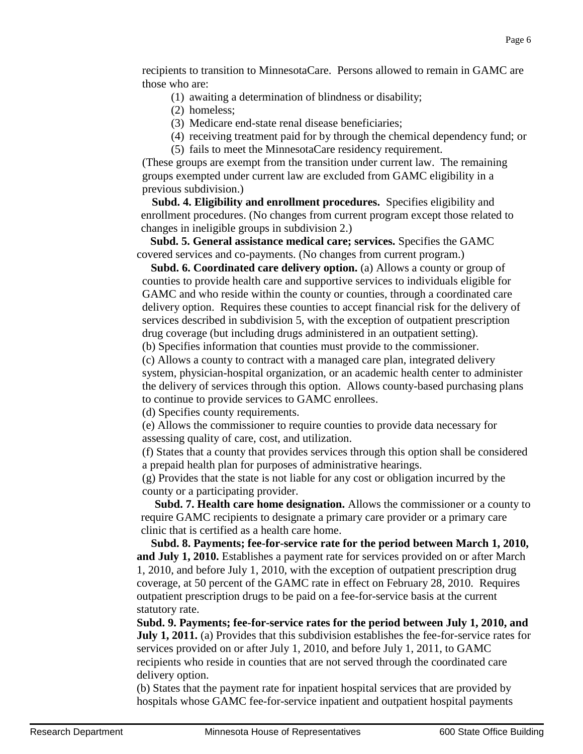recipients to transition to MinnesotaCare. Persons allowed to remain in GAMC are those who are:

(1) awaiting a determination of blindness or disability;
(2) homeless;
(3) Medicare end-state renal disease beneficiaries;
(4) receiving treatment paid for by through the chemical dependency fund; or
(5) fails to meet the MinnesotaCare residency requirement.

(These groups are exempt from the transition under current law. The remaining groups exempted under current law are excluded from GAMC eligibility in a previous subdivision.)

**Subd. 4. Eligibility and enrollment procedures.** Specifies eligibility and enrollment procedures. (No changes from current program except those related to changes in ineligible groups in subdivision 2.)

**Subd. 5. General assistance medical care; services.** Specifies the GAMC covered services and co-payments. (No changes from current program.)

**Subd. 6. Coordinated care delivery option.** (a) Allows a county or group of counties to provide health care and supportive services to individuals eligible for GAMC and who reside within the county or counties, through a coordinated care delivery option. Requires these counties to accept financial risk for the delivery of services described in subdivision 5, with the exception of outpatient prescription drug coverage (but including drugs administered in an outpatient setting).

(b) Specifies information that counties must provide to the commissioner.

(c) Allows a county to contract with a managed care plan, integrated delivery system, physician-hospital organization, or an academic health center to administer the delivery of services through this option. Allows county-based purchasing plans to continue to provide services to GAMC enrollees.

(d) Specifies county requirements.

(e) Allows the commissioner to require counties to provide data necessary for assessing quality of care, cost, and utilization.

(f) States that a county that provides services through this option shall be considered a prepaid health plan for purposes of administrative hearings.

(g) Provides that the state is not liable for any cost or obligation incurred by the county or a participating provider.

**Subd. 7. Health care home designation.** Allows the commissioner or a county to require GAMC recipients to designate a primary care provider or a primary care clinic that is certified as a health care home.

**Subd. 8. Payments; fee-for-service rate for the period between March 1, 2010, and July 1, 2010.** Establishes a payment rate for services provided on or after March 1, 2010, and before July 1, 2010, with the exception of outpatient prescription drug coverage, at 50 percent of the GAMC rate in effect on February 28, 2010. Requires outpatient prescription drugs to be paid on a fee-for-service basis at the current statutory rate.

**Subd. 9. Payments; fee-for-service rates for the period between July 1, 2010, and July 1, 2011.** (a) Provides that this subdivision establishes the fee-for-service rates for services provided on or after July 1, 2010, and before July 1, 2011, to GAMC recipients who reside in counties that are not served through the coordinated care delivery option.

(b) States that the payment rate for inpatient hospital services that are provided by hospitals whose GAMC fee-for-service inpatient and outpatient hospital payments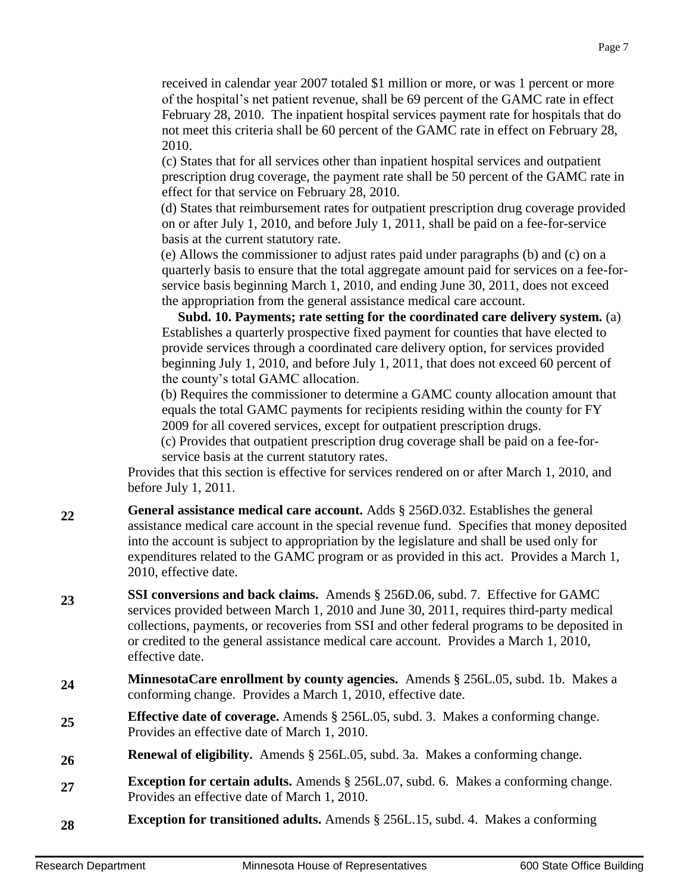received in calendar year 2007 totaled $1 million or more, or was 1 percent or more of the hospital's net patient revenue, shall be 69 percent of the GAMC rate in effect February 28, 2010. The inpatient hospital services payment rate for hospitals that do not meet this criteria shall be 60 percent of the GAMC rate in effect on February 28, 2010.

(c) States that for all services other than inpatient hospital services and outpatient prescription drug coverage, the payment rate shall be 50 percent of the GAMC rate in effect for that service on February 28, 2010.

(d) States that reimbursement rates for outpatient prescription drug coverage provided on or after July 1, 2010, and before July 1, 2011, shall be paid on a fee-for-service basis at the current statutory rate.

(e) Allows the commissioner to adjust rates paid under paragraphs (b) and (c) on a quarterly basis to ensure that the total aggregate amount paid for services on a fee-for-service basis beginning March 1, 2010, and ending June 30, 2011, does not exceed the appropriation from the general assistance medical care account.

**Subd. 10. Payments; rate setting for the coordinated care delivery system.** (a) Establishes a quarterly prospective fixed payment for counties that have elected to provide services through a coordinated care delivery option, for services provided beginning July 1, 2010, and before July 1, 2011, that does not exceed 60 percent of the county's total GAMC allocation.

(b) Requires the commissioner to determine a GAMC county allocation amount that equals the total GAMC payments for recipients residing within the county for FY 2009 for all covered services, except for outpatient prescription drugs.

(c) Provides that outpatient prescription drug coverage shall be paid on a fee-for-service basis at the current statutory rates.

Provides that this section is effective for services rendered on or after March 1, 2010, and before July 1, 2011.

**22** **General assistance medical care account.** Adds § 256D.032. Establishes the general assistance medical care account in the special revenue fund. Specifies that money deposited into the account is subject to appropriation by the legislature and shall be used only for expenditures related to the GAMC program or as provided in this act. Provides a March 1, 2010, effective date.

**23** **SSI conversions and back claims.** Amends § 256D.06, subd. 7. Effective for GAMC services provided between March 1, 2010 and June 30, 2011, requires third-party medical collections, payments, or recoveries from SSI and other federal programs to be deposited in or credited to the general assistance medical care account. Provides a March 1, 2010, effective date.

**24** **MinnesotaCare enrollment by county agencies.** Amends § 256L.05, subd. 1b. Makes a conforming change. Provides a March 1, 2010, effective date.

**25** **Effective date of coverage.** Amends § 256L.05, subd. 3. Makes a conforming change. Provides an effective date of March 1, 2010.

**26** **Renewal of eligibility.** Amends § 256L.05, subd. 3a. Makes a conforming change.

**27** **Exception for certain adults.** Amends § 256L.07, subd. 6. Makes a conforming change. Provides an effective date of March 1, 2010.

**28** **Exception for transitioned adults.** Amends § 256L.15, subd. 4. Makes a conforming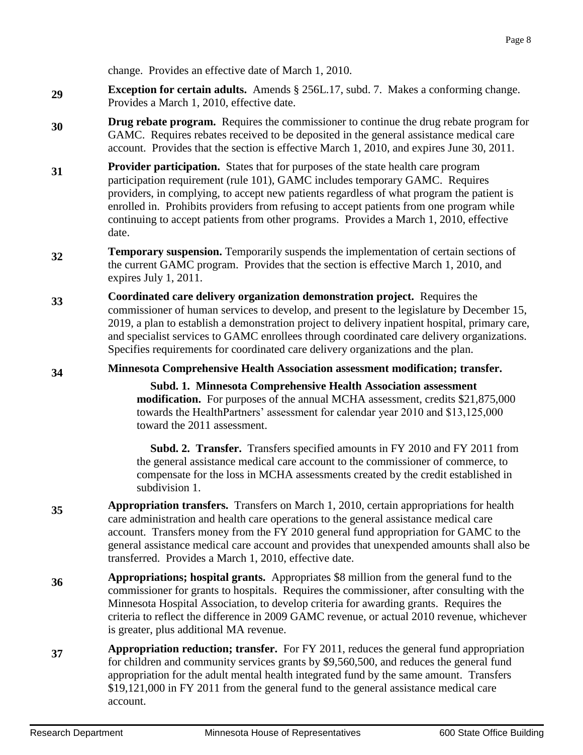change. Provides an effective date of March 1, 2010.

**29** **Exception for certain adults.** Amends § 256L.17, subd. 7. Makes a conforming change. Provides a March 1, 2010, effective date.

**30** **Drug rebate program.** Requires the commissioner to continue the drug rebate program for GAMC. Requires rebates received to be deposited in the general assistance medical care account. Provides that the section is effective March 1, 2010, and expires June 30, 2011.

**31** **Provider participation.** States that for purposes of the state health care program participation requirement (rule 101), GAMC includes temporary GAMC. Requires providers, in complying, to accept new patients regardless of what program the patient is enrolled in. Prohibits providers from refusing to accept patients from one program while continuing to accept patients from other programs. Provides a March 1, 2010, effective date.

**32** **Temporary suspension.** Temporarily suspends the implementation of certain sections of the current GAMC program. Provides that the section is effective March 1, 2010, and expires July 1, 2011.

**33** **Coordinated care delivery organization demonstration project.** Requires the commissioner of human services to develop, and present to the legislature by December 15, 2019, a plan to establish a demonstration project to delivery inpatient hospital, primary care, and specialist services to GAMC enrollees through coordinated care delivery organizations. Specifies requirements for coordinated care delivery organizations and the plan.

**34** **Minnesota Comprehensive Health Association assessment modification; transfer.**

**Subd. 1. Minnesota Comprehensive Health Association assessment modification.** For purposes of the annual MCHA assessment, credits $21,875,000 towards the HealthPartners' assessment for calendar year 2010 and $13,125,000 toward the 2011 assessment.

**Subd. 2. Transfer.** Transfers specified amounts in FY 2010 and FY 2011 from the general assistance medical care account to the commissioner of commerce, to compensate for the loss in MCHA assessments created by the credit established in subdivision 1.

**35** **Appropriation transfers.** Transfers on March 1, 2010, certain appropriations for health care administration and health care operations to the general assistance medical care account. Transfers money from the FY 2010 general fund appropriation for GAMC to the general assistance medical care account and provides that unexpended amounts shall also be transferred. Provides a March 1, 2010, effective date.

**36** **Appropriations; hospital grants.** Appropriates $8 million from the general fund to the commissioner for grants to hospitals. Requires the commissioner, after consulting with the Minnesota Hospital Association, to develop criteria for awarding grants. Requires the criteria to reflect the difference in 2009 GAMC revenue, or actual 2010 revenue, whichever is greater, plus additional MA revenue.

**37** **Appropriation reduction; transfer.** For FY 2011, reduces the general fund appropriation for children and community services grants by $9,560,500, and reduces the general fund appropriation for the adult mental health integrated fund by the same amount. Transfers $19,121,000 in FY 2011 from the general fund to the general assistance medical care account.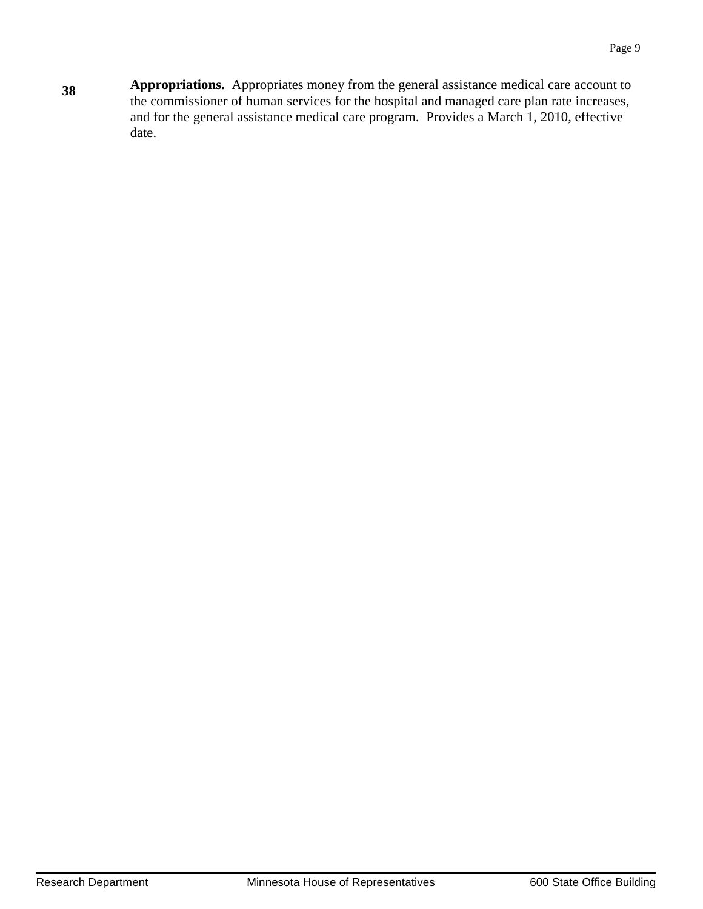| | |
|---|---|
| **38** | **Appropriations.** Appropriates money from the general assistance medical care account to the commissioner of human services for the hospital and managed care plan rate increases, and for the general assistance medical care program. Provides a March 1, 2010, effective date. |